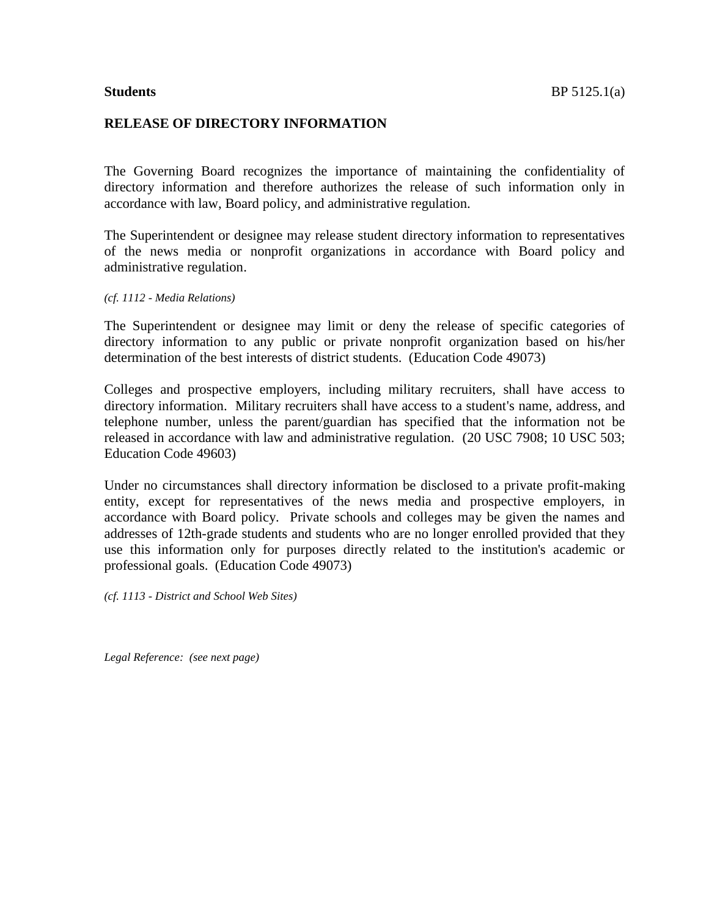**Students** BP 5125.1(a)

## RELEASE OF DIRECTORY INFORMATION

The Governing Board recognizes the importance of maintaining the confidentiality of directory information and therefore authorizes the release of such information only in accordance with law, Board policy, and administrative regulation.

The Superintendent or designee may release student directory information to representatives of the news media or nonprofit organizations in accordance with Board policy and administrative regulation.

*(cf. 1112 - Media Relations)*

The Superintendent or designee may limit or deny the release of specific categories of directory information to any public or private nonprofit organization based on his/her determination of the best interests of district students. (Education Code 49073)

Colleges and prospective employers, including military recruiters, shall have access to directory information. Military recruiters shall have access to a student's name, address, and telephone number, unless the parent/guardian has specified that the information not be released in accordance with law and administrative regulation. (20 USC 7908; 10 USC 503; Education Code 49603)

Under no circumstances shall directory information be disclosed to a private profit-making entity, except for representatives of the news media and prospective employers, in accordance with Board policy. Private schools and colleges may be given the names and addresses of 12th-grade students and students who are no longer enrolled provided that they use this information only for purposes directly related to the institution's academic or professional goals. (Education Code 49073)

*(cf. 1113 - District and School Web Sites)*

*Legal Reference: (see next page)*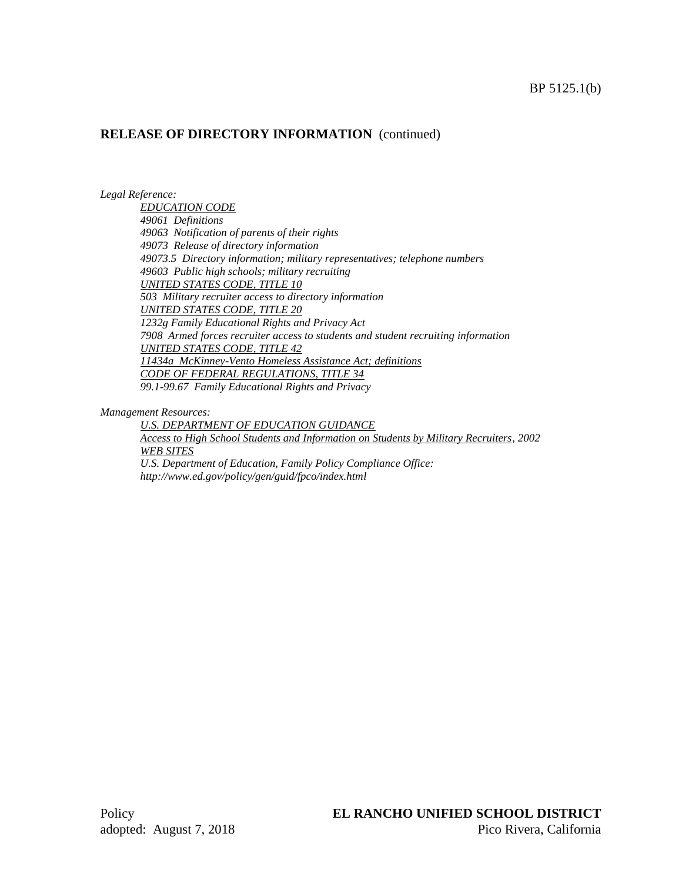## RELEASE OF DIRECTORY INFORMATION (continued)

*Legal Reference:*

*EDUCATION CODE*
*49061 Definitions*
*49063 Notification of parents of their rights*
*49073 Release of directory information*
*49073.5 Directory information; military representatives; telephone numbers*
*49603 Public high schools; military recruiting*
*UNITED STATES CODE, TITLE 10*
*503 Military recruiter access to directory information*
*UNITED STATES CODE, TITLE 20*
*1232g Family Educational Rights and Privacy Act*
*7908 Armed forces recruiter access to students and student recruiting information*
*UNITED STATES CODE, TITLE 42*
*11434a McKinney-Vento Homeless Assistance Act; definitions*
*CODE OF FEDERAL REGULATIONS, TITLE 34*
*99.1-99.67 Family Educational Rights and Privacy*

*Management Resources:*

*U.S. DEPARTMENT OF EDUCATION GUIDANCE*
*Access to High School Students and Information on Students by Military Recruiters, 2002*
*WEB SITES*
*U.S. Department of Education, Family Policy Compliance Office:*
*http://www.ed.gov/policy/gen/guid/fpco/index.html*

Policy
adopted: August 7, 2018

**EL RANCHO UNIFIED SCHOOL DISTRICT**
Pico Rivera, California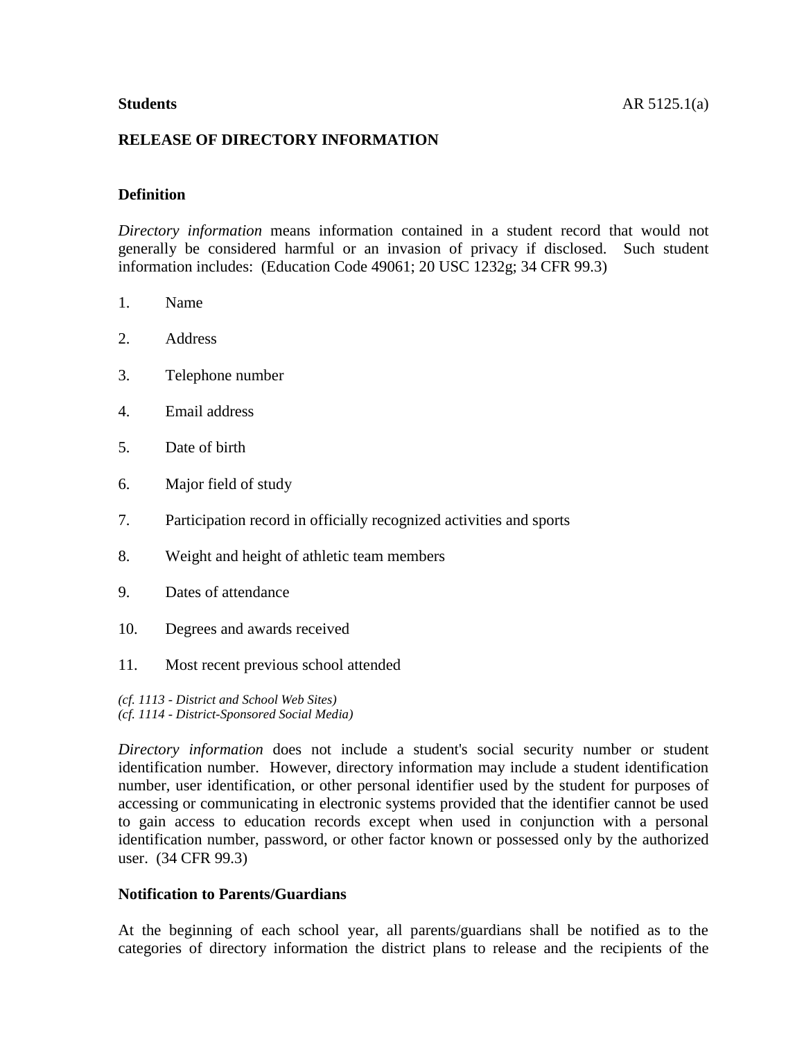**Students** AR 5125.1(a)

## RELEASE OF DIRECTORY INFORMATION

### Definition

*Directory information* means information contained in a student record that would not generally be considered harmful or an invasion of privacy if disclosed. Such student information includes: (Education Code 49061; 20 USC 1232g; 34 CFR 99.3)

1. Name

2. Address

3. Telephone number

4. Email address

5. Date of birth

6. Major field of study

7. Participation record in officially recognized activities and sports

8. Weight and height of athletic team members

9. Dates of attendance

10. Degrees and awards received

11. Most recent previous school attended

*(cf. 1113 - District and School Web Sites)*
*(cf. 1114 - District-Sponsored Social Media)*

*Directory information* does not include a student's social security number or student identification number. However, directory information may include a student identification number, user identification, or other personal identifier used by the student for purposes of accessing or communicating in electronic systems provided that the identifier cannot be used to gain access to education records except when used in conjunction with a personal identification number, password, or other factor known or possessed only by the authorized user. (34 CFR 99.3)

### Notification to Parents/Guardians

At the beginning of each school year, all parents/guardians shall be notified as to the categories of directory information the district plans to release and the recipients of the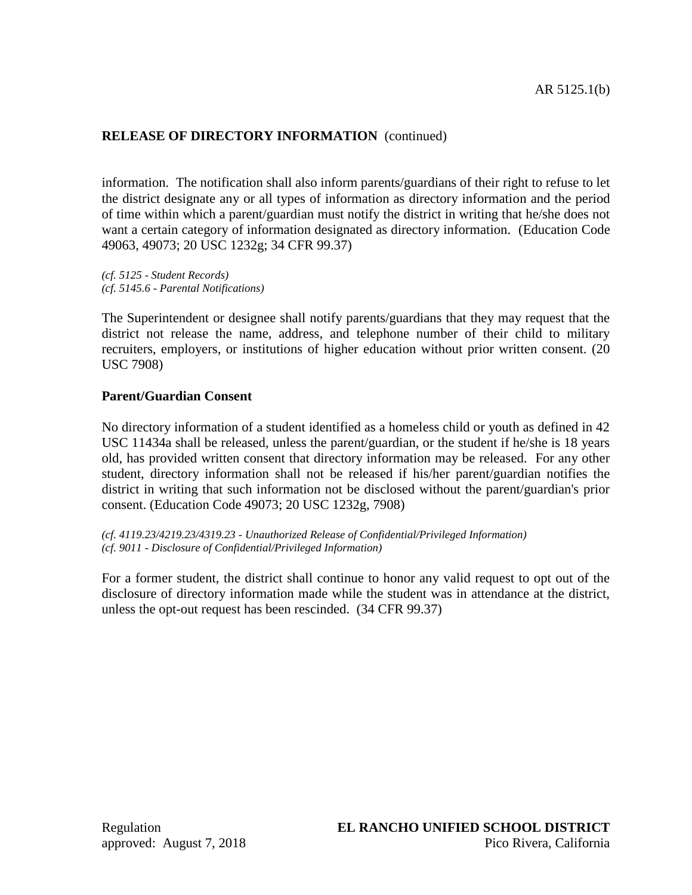information. The notification shall also inform parents/guardians of their right to refuse to let the district designate any or all types of information as directory information and the period of time within which a parent/guardian must notify the district in writing that he/she does not want a certain category of information designated as directory information. (Education Code 49063, 49073; 20 USC 1232g; 34 CFR 99.37)

*(cf. 5125 - Student Records)*
*(cf. 5145.6 - Parental Notifications)*

The Superintendent or designee shall notify parents/guardians that they may request that the district not release the name, address, and telephone number of their child to military recruiters, employers, or institutions of higher education without prior written consent. (20 USC 7908)

**Parent/Guardian Consent**

No directory information of a student identified as a homeless child or youth as defined in 42 USC 11434a shall be released, unless the parent/guardian, or the student if he/she is 18 years old, has provided written consent that directory information may be released. For any other student, directory information shall not be released if his/her parent/guardian notifies the district in writing that such information not be disclosed without the parent/guardian's prior consent. (Education Code 49073; 20 USC 1232g, 7908)

*(cf. 4119.23/4219.23/4319.23 - Unauthorized Release of Confidential/Privileged Information)*
*(cf. 9011 - Disclosure of Confidential/Privileged Information)*

For a former student, the district shall continue to honor any valid request to opt out of the disclosure of directory information made while the student was in attendance at the district, unless the opt-out request has been rescinded. (34 CFR 99.37)

Regulation approved: August 7, 2018

**EL RANCHO UNIFIED SCHOOL DISTRICT**
Pico Rivera, California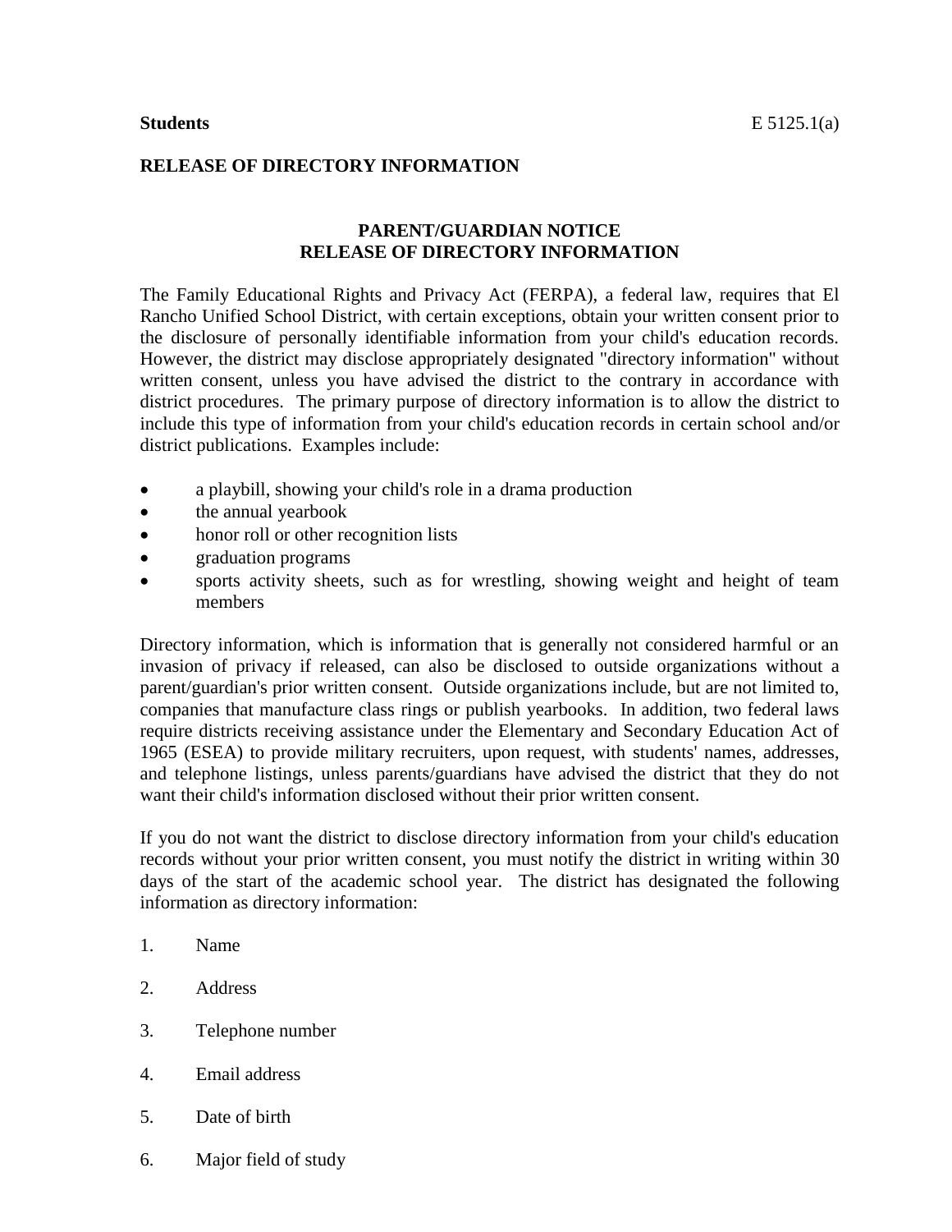**Students** E 5125.1(a)

**RELEASE OF DIRECTORY INFORMATION**

## PARENT/GUARDIAN NOTICE
## RELEASE OF DIRECTORY INFORMATION

The Family Educational Rights and Privacy Act (FERPA), a federal law, requires that El Rancho Unified School District, with certain exceptions, obtain your written consent prior to the disclosure of personally identifiable information from your child's education records. However, the district may disclose appropriately designated "directory information" without written consent, unless you have advised the district to the contrary in accordance with district procedures. The primary purpose of directory information is to allow the district to include this type of information from your child's education records in certain school and/or district publications. Examples include:

- a playbill, showing your child's role in a drama production
- the annual yearbook
- honor roll or other recognition lists
- graduation programs
- sports activity sheets, such as for wrestling, showing weight and height of team members

Directory information, which is information that is generally not considered harmful or an invasion of privacy if released, can also be disclosed to outside organizations without a parent/guardian's prior written consent. Outside organizations include, but are not limited to, companies that manufacture class rings or publish yearbooks. In addition, two federal laws require districts receiving assistance under the Elementary and Secondary Education Act of 1965 (ESEA) to provide military recruiters, upon request, with students' names, addresses, and telephone listings, unless parents/guardians have advised the district that they do not want their child's information disclosed without their prior written consent.

If you do not want the district to disclose directory information from your child's education records without your prior written consent, you must notify the district in writing within 30 days of the start of the academic school year. The district has designated the following information as directory information:

1. Name
2. Address
3. Telephone number
4. Email address
5. Date of birth
6. Major field of study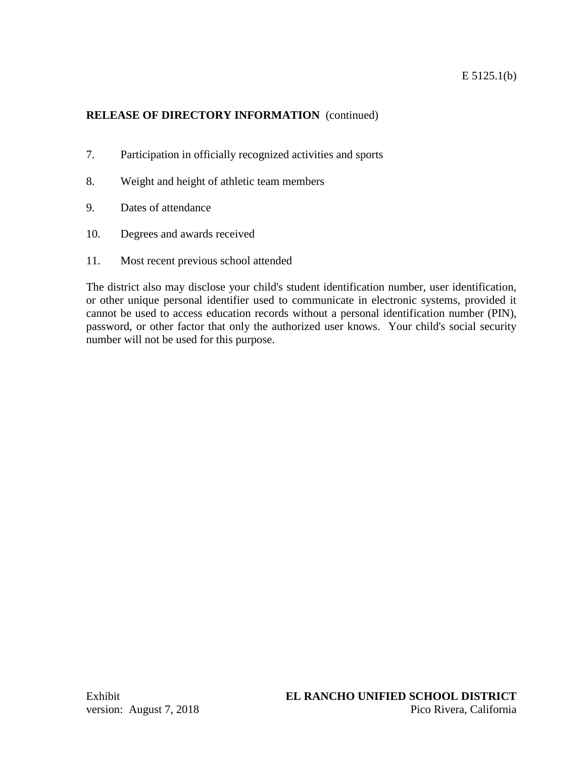**RELEASE OF DIRECTORY INFORMATION** (continued)

7. Participation in officially recognized activities and sports

8. Weight and height of athletic team members

9. Dates of attendance

10. Degrees and awards received

11. Most recent previous school attended

The district also may disclose your child's student identification number, user identification, or other unique personal identifier used to communicate in electronic systems, provided it cannot be used to access education records without a personal identification number (PIN), password, or other factor that only the authorized user knows. Your child's social security number will not be used for this purpose.

Exhibit
version: August 7, 2018

**EL RANCHO UNIFIED SCHOOL DISTRICT**
Pico Rivera, California